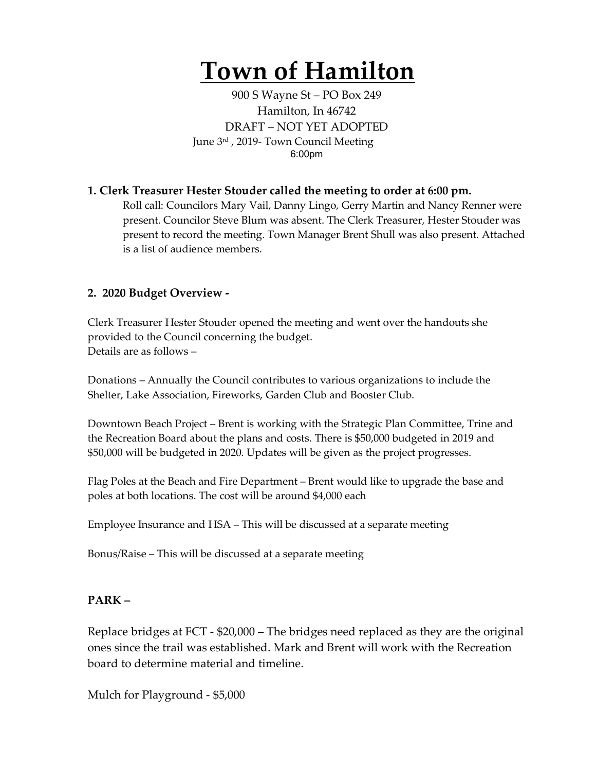# Town of Hamilton

900 S Wayne St – PO Box 249
Hamilton, In 46742
DRAFT – NOT YET ADOPTED
June 3rd , 2019- Town Council Meeting
6:00pm

**1. Clerk Treasurer Hester Stouder called the meeting to order at 6:00 pm.**

Roll call: Councilors Mary Vail, Danny Lingo, Gerry Martin and Nancy Renner were present. Councilor Steve Blum was absent. The Clerk Treasurer, Hester Stouder was present to record the meeting. Town Manager Brent Shull was also present. Attached is a list of audience members.

**2. 2020 Budget Overview -**

Clerk Treasurer Hester Stouder opened the meeting and went over the handouts she provided to the Council concerning the budget.
Details are as follows –

Donations – Annually the Council contributes to various organizations to include the Shelter, Lake Association, Fireworks, Garden Club and Booster Club.

Downtown Beach Project – Brent is working with the Strategic Plan Committee, Trine and the Recreation Board about the plans and costs. There is $50,000 budgeted in 2019 and $50,000 will be budgeted in 2020. Updates will be given as the project progresses.

Flag Poles at the Beach and Fire Department – Brent would like to upgrade the base and poles at both locations. The cost will be around $4,000 each

Employee Insurance and HSA – This will be discussed at a separate meeting

Bonus/Raise – This will be discussed at a separate meeting

**PARK –**

Replace bridges at FCT - $20,000 – The bridges need replaced as they are the original ones since the trail was established. Mark and Brent will work with the Recreation board to determine material and timeline.

Mulch for Playground - $5,000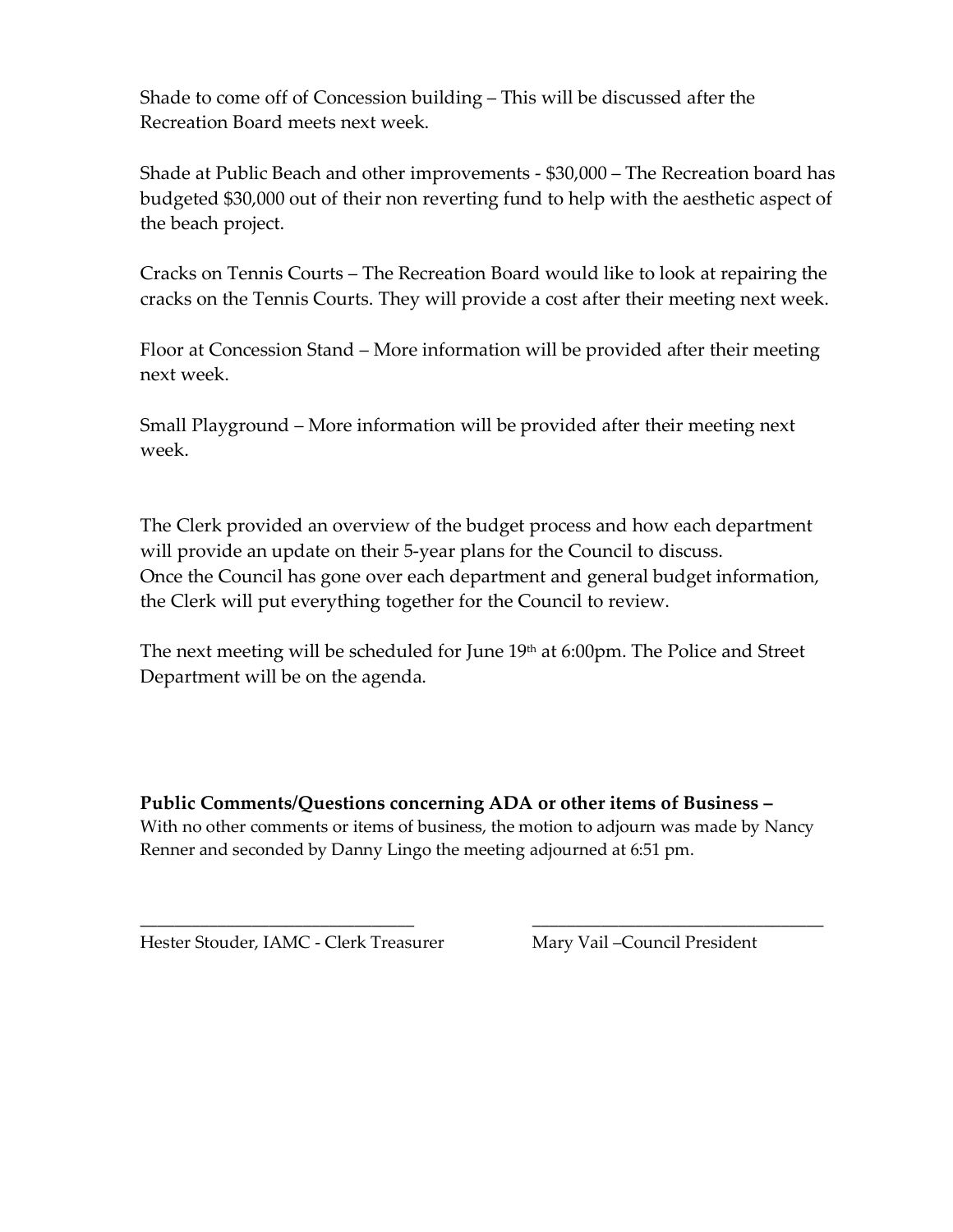Shade to come off of Concession building – This will be discussed after the Recreation Board meets next week.

Shade at Public Beach and other improvements - $30,000 – The Recreation board has budgeted $30,000 out of their non reverting fund to help with the aesthetic aspect of the beach project.

Cracks on Tennis Courts – The Recreation Board would like to look at repairing the cracks on the Tennis Courts. They will provide a cost after their meeting next week.

Floor at Concession Stand – More information will be provided after their meeting next week.

Small Playground – More information will be provided after their meeting next week.

The Clerk provided an overview of the budget process and how each department will provide an update on their 5-year plans for the Council to discuss.
Once the Council has gone over each department and general budget information, the Clerk will put everything together for the Council to review.

The next meeting will be scheduled for June 19th at 6:00pm. The Police and Street Department will be on the agenda.

**Public Comments/Questions concerning ADA or other items of Business –**
With no other comments or items of business, the motion to adjourn was made by Nancy Renner and seconded by Danny Lingo the meeting adjourned at 6:51 pm.

_______________________________ _________________________________

Hester Stouder, IAMC - Clerk Treasurer Mary Vail –Council President